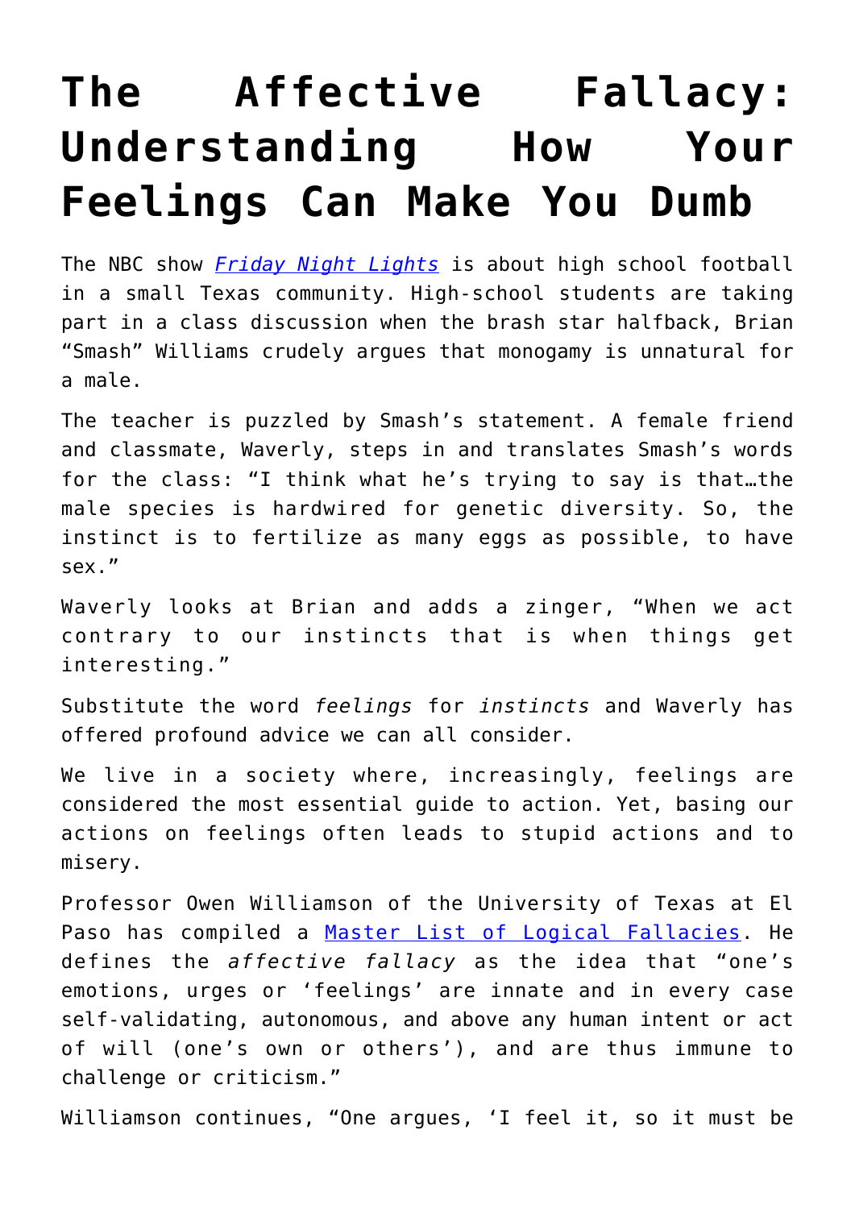# The Affective Fallacy: Understanding How Your Feelings Can Make You Dumb

The NBC show [*Friday Night Lights*]() is about high school football in a small Texas community. High-school students are taking part in a class discussion when the brash star halfback, Brian "Smash" Williams crudely argues that monogamy is unnatural for a male.

The teacher is puzzled by Smash's statement. A female friend and classmate, Waverly, steps in and translates Smash's words for the class: "I think what he's trying to say is that…the male species is hardwired for genetic diversity. So, the instinct is to fertilize as many eggs as possible, to have sex."

Waverly looks at Brian and adds a zinger, "When we act contrary to our instincts that is when things get interesting."

Substitute the word *feelings* for *instincts* and Waverly has offered profound advice we can all consider.

We live in a society where, increasingly, feelings are considered the most essential guide to action. Yet, basing our actions on feelings often leads to stupid actions and to misery.

Professor Owen Williamson of the University of Texas at El Paso has compiled a [Master List of Logical Fallacies](). He defines the *affective fallacy* as the idea that "one's emotions, urges or 'feelings' are innate and in every case self-validating, autonomous, and above any human intent or act of will (one's own or others'), and are thus immune to challenge or criticism."

Williamson continues, "One argues, 'I feel it, so it must be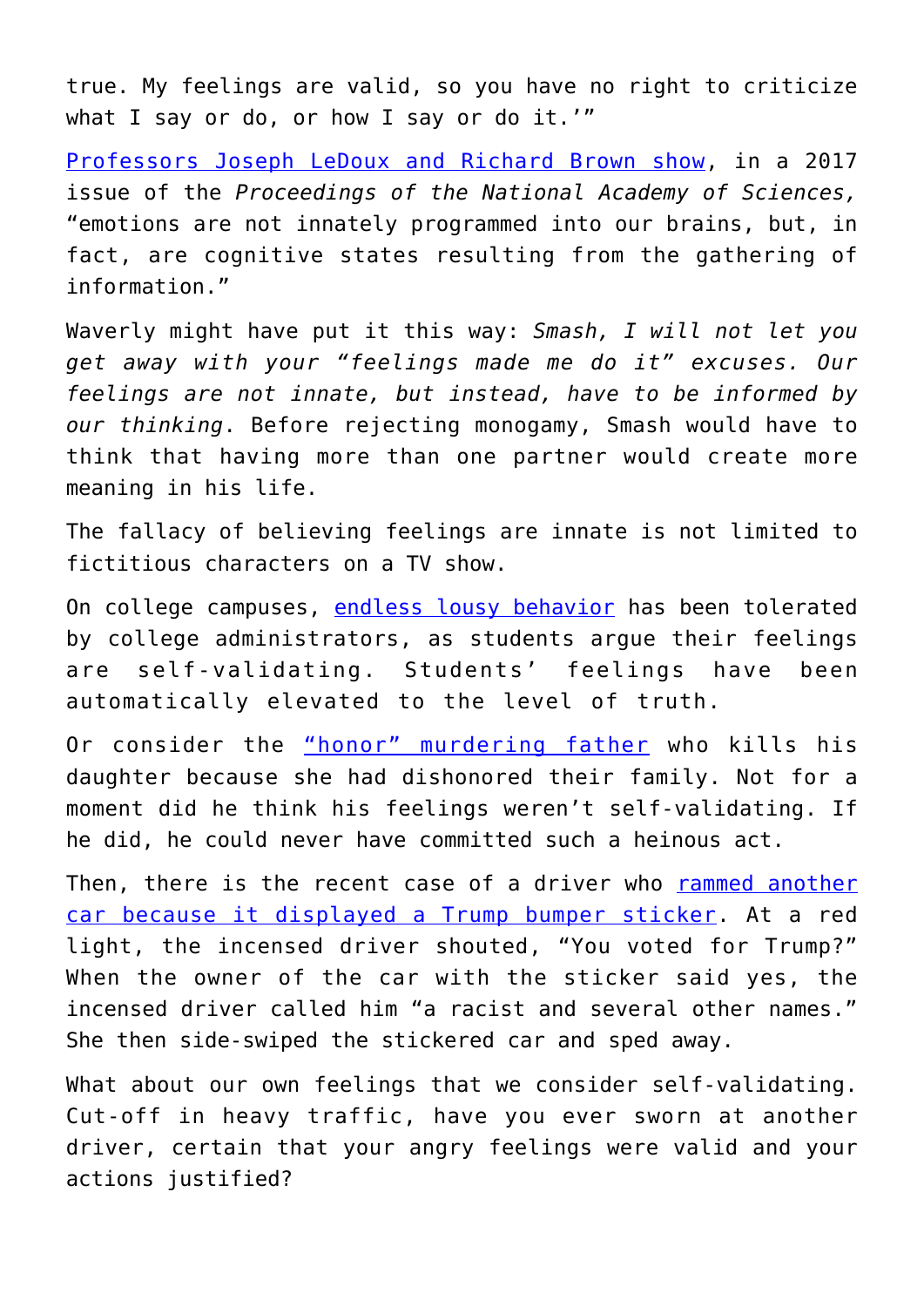true. My feelings are valid, so you have no right to criticize what I say or do, or how I say or do it.'"

[Professors Joseph LeDoux and Richard Brown show](), in a 2017 issue of the *Proceedings of the National Academy of Sciences,* "emotions are not innately programmed into our brains, but, in fact, are cognitive states resulting from the gathering of information."

Waverly might have put it this way: *Smash, I will not let you get away with your "feelings made me do it" excuses. Our feelings are not innate, but instead, have to be informed by our thinking*. Before rejecting monogamy, Smash would have to think that having more than one partner would create more meaning in his life.

The fallacy of believing feelings are innate is not limited to fictitious characters on a TV show.

On college campuses, [endless lousy behavior]() has been tolerated by college administrators, as students argue their feelings are self-validating. Students' feelings have been automatically elevated to the level of truth.

Or consider the ["honor" murdering father]() who kills his daughter because she had dishonored their family. Not for a moment did he think his feelings weren't self-validating. If he did, he could never have committed such a heinous act.

Then, there is the recent case of a driver who [rammed another car because it displayed a Trump bumper sticker](). At a red light, the incensed driver shouted, "You voted for Trump?" When the owner of the car with the sticker said yes, the incensed driver called him "a racist and several other names." She then side-swiped the stickered car and sped away.

What about our own feelings that we consider self-validating. Cut-off in heavy traffic, have you ever sworn at another driver, certain that your angry feelings were valid and your actions justified?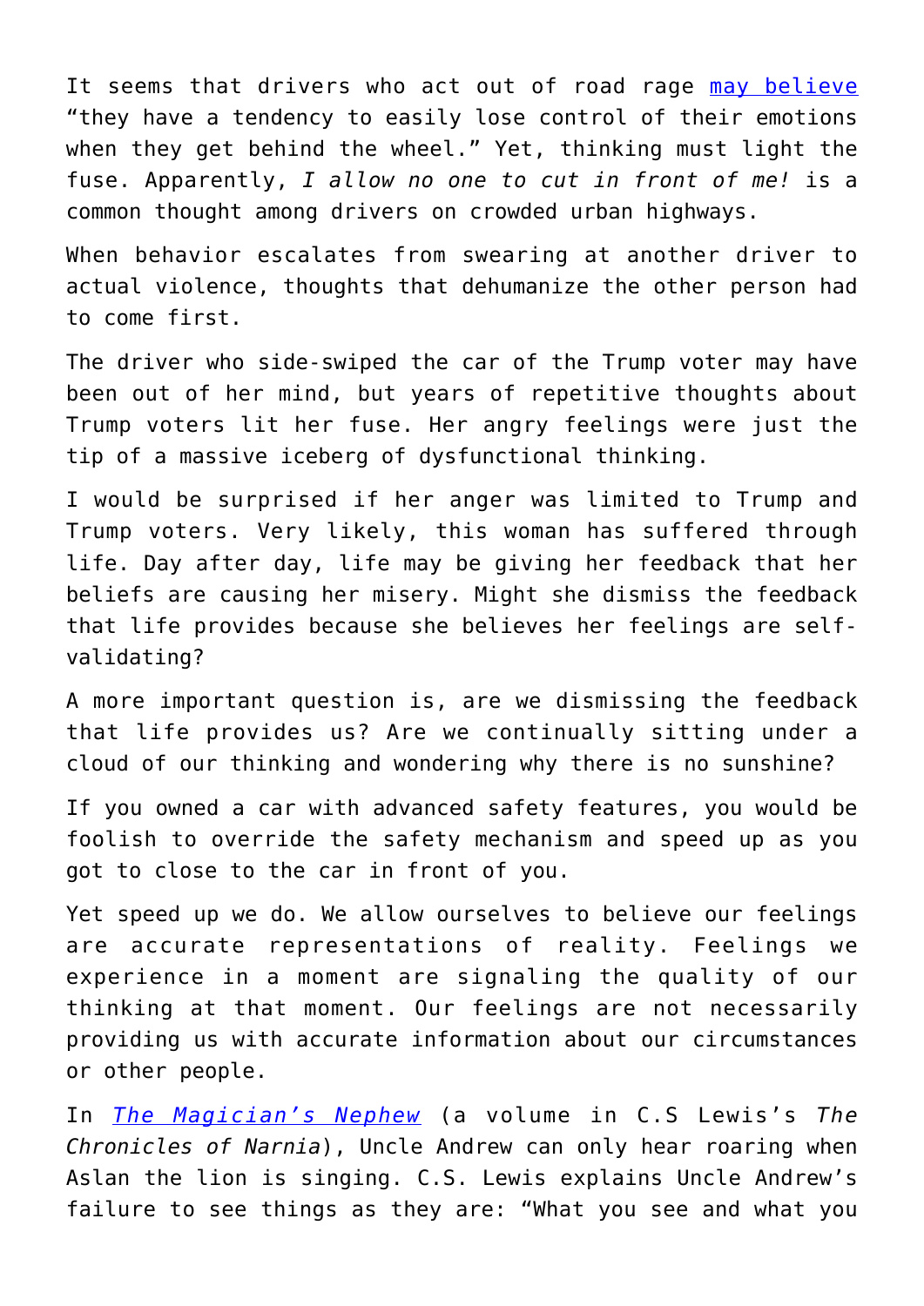It seems that drivers who act out of road rage may believe "they have a tendency to easily lose control of their emotions when they get behind the wheel." Yet, thinking must light the fuse. Apparently, *I allow no one to cut in front of me!* is a common thought among drivers on crowded urban highways.

When behavior escalates from swearing at another driver to actual violence, thoughts that dehumanize the other person had to come first.

The driver who side-swiped the car of the Trump voter may have been out of her mind, but years of repetitive thoughts about Trump voters lit her fuse. Her angry feelings were just the tip of a massive iceberg of dysfunctional thinking.

I would be surprised if her anger was limited to Trump and Trump voters. Very likely, this woman has suffered through life. Day after day, life may be giving her feedback that her beliefs are causing her misery. Might she dismiss the feedback that life provides because she believes her feelings are self-validating?

A more important question is, are we dismissing the feedback that life provides us? Are we continually sitting under a cloud of our thinking and wondering why there is no sunshine?

If you owned a car with advanced safety features, you would be foolish to override the safety mechanism and speed up as you got to close to the car in front of you.

Yet speed up we do. We allow ourselves to believe our feelings are accurate representations of reality. Feelings we experience in a moment are signaling the quality of our thinking at that moment. Our feelings are not necessarily providing us with accurate information about our circumstances or other people.

In *The Magician's Nephew* (a volume in C.S Lewis's *The Chronicles of Narnia*), Uncle Andrew can only hear roaring when Aslan the lion is singing. C.S. Lewis explains Uncle Andrew's failure to see things as they are: "What you see and what you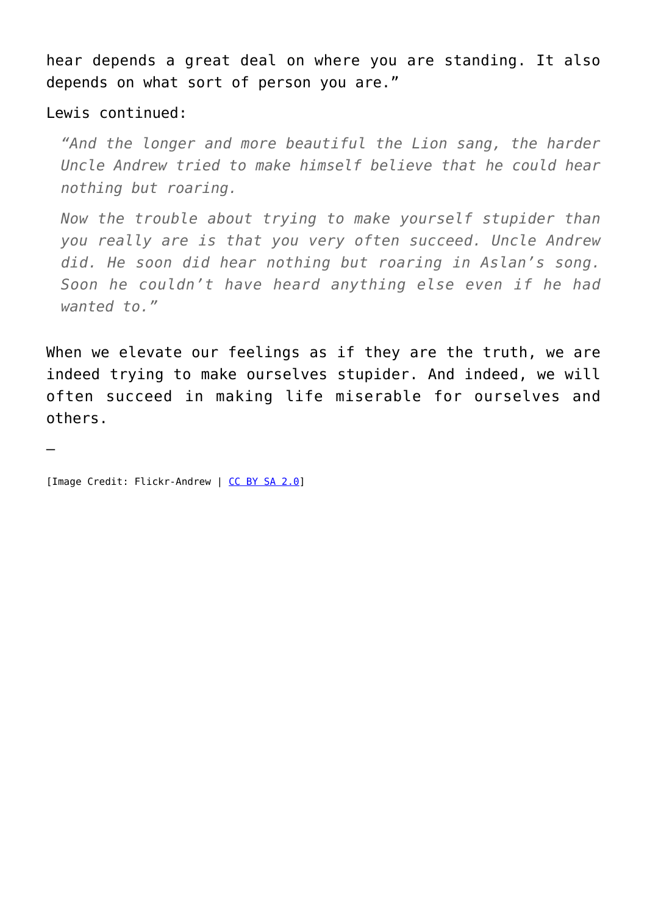hear depends a great deal on where you are standing. It also depends on what sort of person you are."

Lewis continued:

> *"And the longer and more beautiful the Lion sang, the harder Uncle Andrew tried to make himself believe that he could hear nothing but roaring.*
>
> *Now the trouble about trying to make yourself stupider than you really are is that you very often succeed. Uncle Andrew did. He soon did hear nothing but roaring in Aslan's song. Soon he couldn't have heard anything else even if he had wanted to."*

When we elevate our feelings as if they are the truth, we are indeed trying to make ourselves stupider. And indeed, we will often succeed in making life miserable for ourselves and others.

—

[Image Credit: Flickr-Andrew | CC BY SA 2.0]